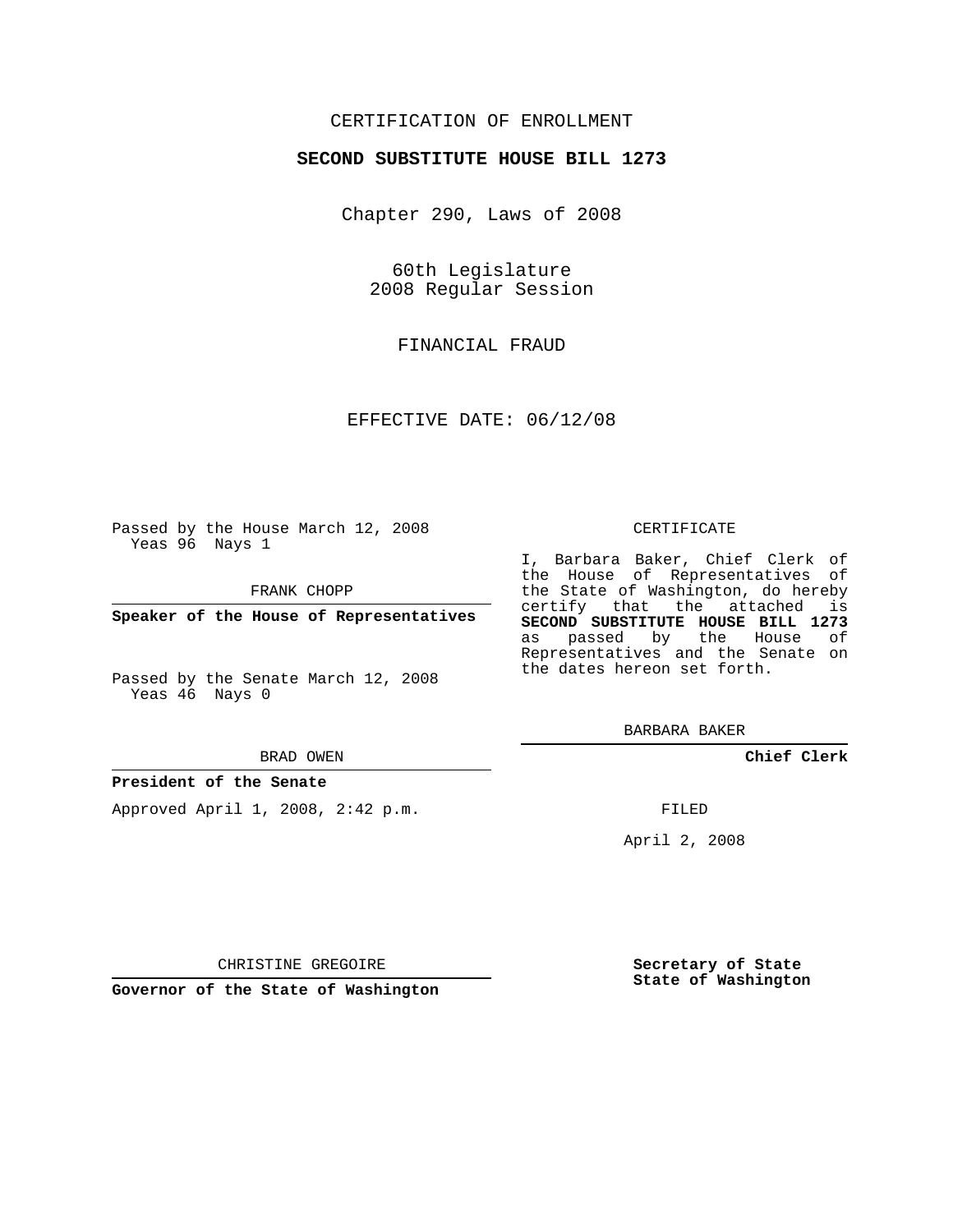CERTIFICATION OF ENROLLMENT

**SECOND SUBSTITUTE HOUSE BILL 1273**

Chapter 290, Laws of 2008

60th Legislature
2008 Regular Session

FINANCIAL FRAUD

EFFECTIVE DATE: 06/12/08

Passed by the House March 12, 2008
Yeas 96 Nays 1

FRANK CHOPP

**Speaker of the House of Representatives**

Passed by the Senate March 12, 2008
Yeas 46 Nays 0

BRAD OWEN

**President of the Senate**

Approved April 1, 2008, 2:42 p.m.

CHRISTINE GREGOIRE

**Governor of the State of Washington**

CERTIFICATE

I, Barbara Baker, Chief Clerk of the House of Representatives of the State of Washington, do hereby certify that the attached is **SECOND SUBSTITUTE HOUSE BILL 1273** as passed by the House of Representatives and the Senate on the dates hereon set forth.

BARBARA BAKER

**Chief Clerk**

FILED

April 2, 2008

**Secretary of State**
**State of Washington**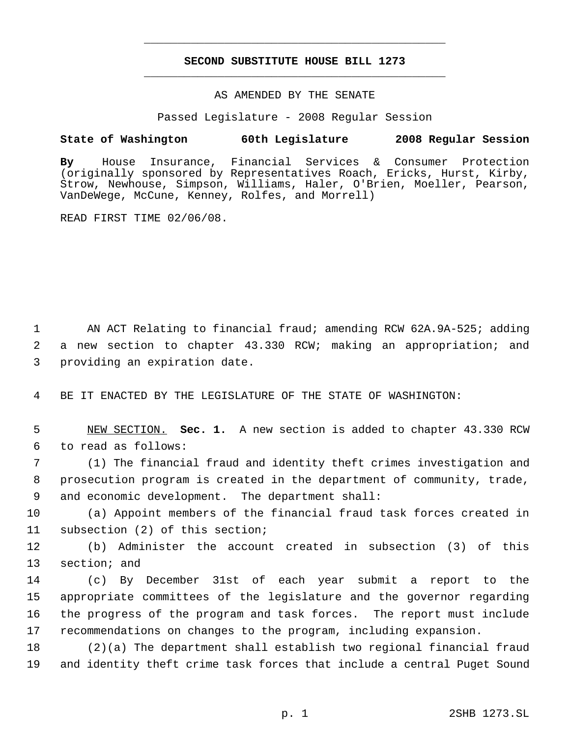**SECOND SUBSTITUTE HOUSE BILL 1273**

AS AMENDED BY THE SENATE

Passed Legislature - 2008 Regular Session

**State of Washington 60th Legislature 2008 Regular Session**

**By** House Insurance, Financial Services & Consumer Protection (originally sponsored by Representatives Roach, Ericks, Hurst, Kirby, Strow, Newhouse, Simpson, Williams, Haler, O'Brien, Moeller, Pearson, VanDeWege, McCune, Kenney, Rolfes, and Morrell)

READ FIRST TIME 02/06/08.

AN ACT Relating to financial fraud; amending RCW 62A.9A-525; adding a new section to chapter 43.330 RCW; making an appropriation; and providing an expiration date.

BE IT ENACTED BY THE LEGISLATURE OF THE STATE OF WASHINGTON:

NEW SECTION. **Sec. 1.** A new section is added to chapter 43.330 RCW to read as follows:

(1) The financial fraud and identity theft crimes investigation and prosecution program is created in the department of community, trade, and economic development. The department shall:

(a) Appoint members of the financial fraud task forces created in subsection (2) of this section;

(b) Administer the account created in subsection (3) of this section; and

(c) By December 31st of each year submit a report to the appropriate committees of the legislature and the governor regarding the progress of the program and task forces. The report must include recommendations on changes to the program, including expansion.

(2)(a) The department shall establish two regional financial fraud and identity theft crime task forces that include a central Puget Sound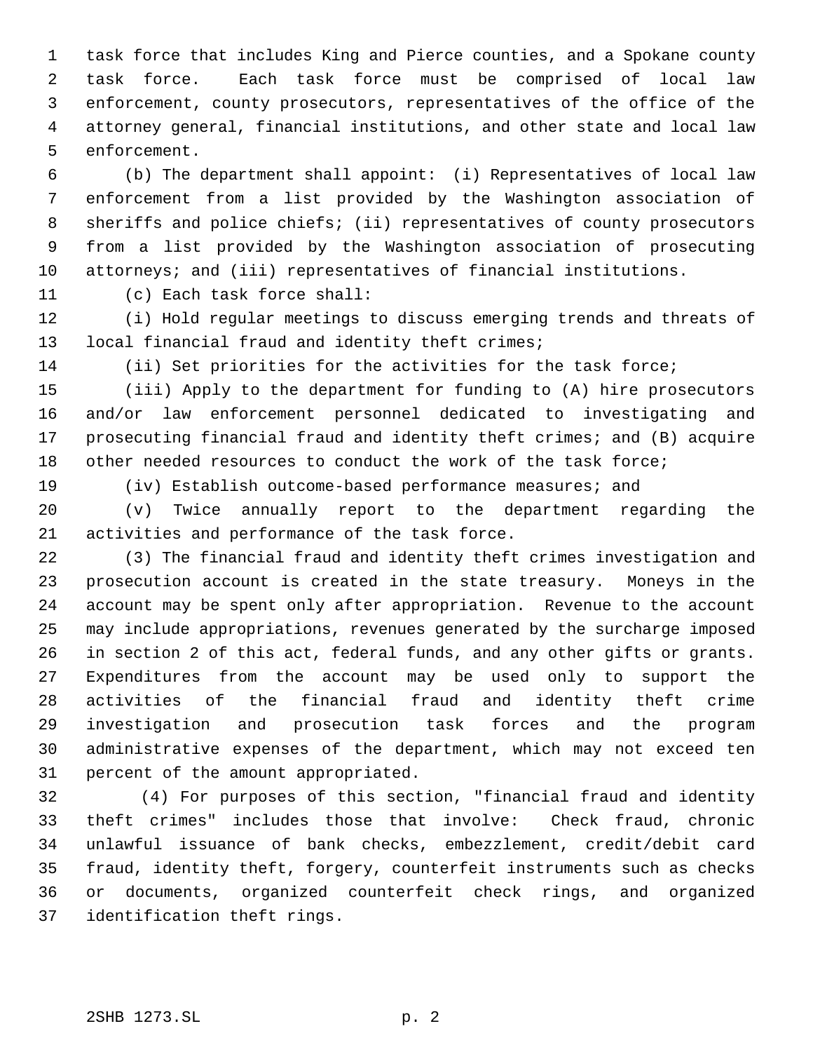task force that includes King and Pierce counties, and a Spokane county task force. Each task force must be comprised of local law enforcement, county prosecutors, representatives of the office of the attorney general, financial institutions, and other state and local law enforcement.

(b) The department shall appoint: (i) Representatives of local law enforcement from a list provided by the Washington association of sheriffs and police chiefs; (ii) representatives of county prosecutors from a list provided by the Washington association of prosecuting attorneys; and (iii) representatives of financial institutions.

(c) Each task force shall:

(i) Hold regular meetings to discuss emerging trends and threats of local financial fraud and identity theft crimes;

(ii) Set priorities for the activities for the task force;

(iii) Apply to the department for funding to (A) hire prosecutors and/or law enforcement personnel dedicated to investigating and prosecuting financial fraud and identity theft crimes; and (B) acquire other needed resources to conduct the work of the task force;

(iv) Establish outcome-based performance measures; and

(v) Twice annually report to the department regarding the activities and performance of the task force.

(3) The financial fraud and identity theft crimes investigation and prosecution account is created in the state treasury. Moneys in the account may be spent only after appropriation. Revenue to the account may include appropriations, revenues generated by the surcharge imposed in section 2 of this act, federal funds, and any other gifts or grants. Expenditures from the account may be used only to support the activities of the financial fraud and identity theft crime investigation and prosecution task forces and the program administrative expenses of the department, which may not exceed ten percent of the amount appropriated.

(4) For purposes of this section, "financial fraud and identity theft crimes" includes those that involve: Check fraud, chronic unlawful issuance of bank checks, embezzlement, credit/debit card fraud, identity theft, forgery, counterfeit instruments such as checks or documents, organized counterfeit check rings, and organized identification theft rings.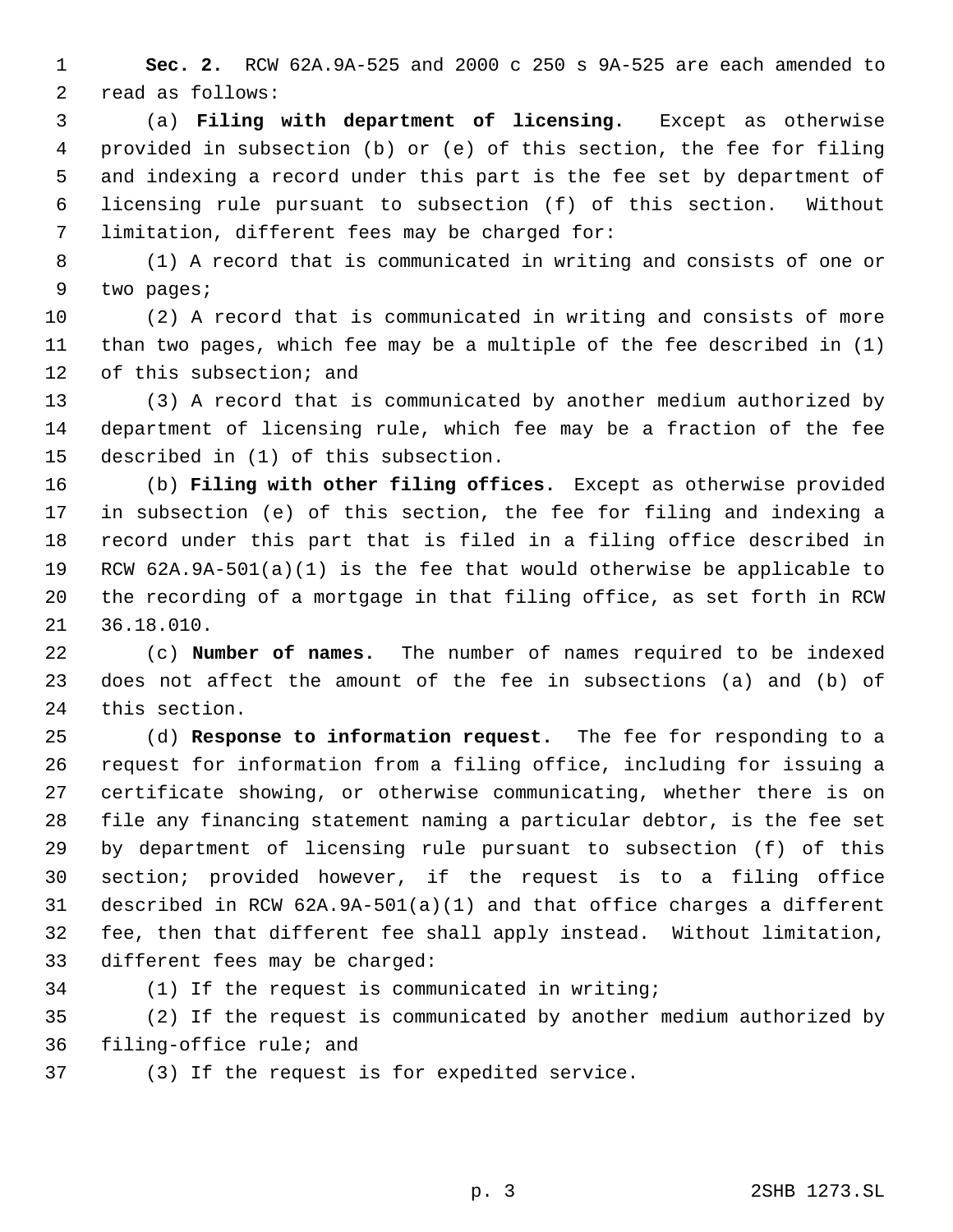**Sec. 2.** RCW 62A.9A-525 and 2000 c 250 s 9A-525 are each amended to read as follows:

(a) **Filing with department of licensing.** Except as otherwise provided in subsection (b) or (e) of this section, the fee for filing and indexing a record under this part is the fee set by department of licensing rule pursuant to subsection (f) of this section. Without limitation, different fees may be charged for:

(1) A record that is communicated in writing and consists of one or two pages;

(2) A record that is communicated in writing and consists of more than two pages, which fee may be a multiple of the fee described in (1) of this subsection; and

(3) A record that is communicated by another medium authorized by department of licensing rule, which fee may be a fraction of the fee described in (1) of this subsection.

(b) **Filing with other filing offices.** Except as otherwise provided in subsection (e) of this section, the fee for filing and indexing a record under this part that is filed in a filing office described in RCW 62A.9A-501(a)(1) is the fee that would otherwise be applicable to the recording of a mortgage in that filing office, as set forth in RCW 36.18.010.

(c) **Number of names.** The number of names required to be indexed does not affect the amount of the fee in subsections (a) and (b) of this section.

(d) **Response to information request.** The fee for responding to a request for information from a filing office, including for issuing a certificate showing, or otherwise communicating, whether there is on file any financing statement naming a particular debtor, is the fee set by department of licensing rule pursuant to subsection (f) of this section; provided however, if the request is to a filing office described in RCW 62A.9A-501(a)(1) and that office charges a different fee, then that different fee shall apply instead. Without limitation, different fees may be charged:

(1) If the request is communicated in writing;

(2) If the request is communicated by another medium authorized by filing-office rule; and

(3) If the request is for expedited service.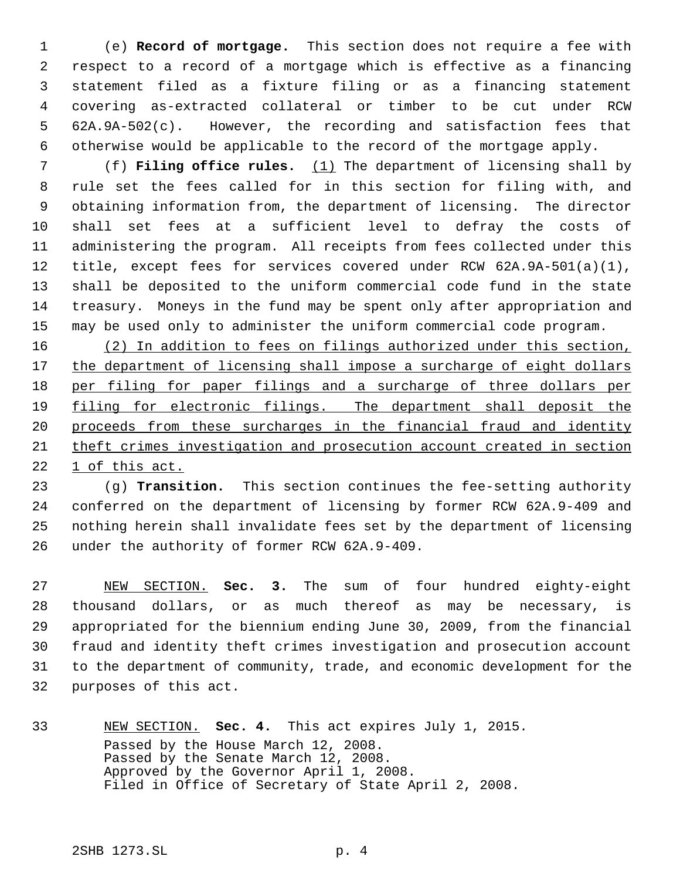(e) **Record of mortgage.** This section does not require a fee with respect to a record of a mortgage which is effective as a financing statement filed as a fixture filing or as a financing statement covering as-extracted collateral or timber to be cut under RCW 62A.9A-502(c). However, the recording and satisfaction fees that otherwise would be applicable to the record of the mortgage apply.

(f) **Filing office rules.** <u>(1)</u> The department of licensing shall by rule set the fees called for in this section for filing with, and obtaining information from, the department of licensing. The director shall set fees at a sufficient level to defray the costs of administering the program. All receipts from fees collected under this title, except fees for services covered under RCW 62A.9A-501(a)(1), shall be deposited to the uniform commercial code fund in the state treasury. Moneys in the fund may be spent only after appropriation and may be used only to administer the uniform commercial code program.

<u>(2) In addition to fees on filings authorized under this section, the department of licensing shall impose a surcharge of eight dollars per filing for paper filings and a surcharge of three dollars per filing for electronic filings. The department shall deposit the proceeds from these surcharges in the financial fraud and identity theft crimes investigation and prosecution account created in section 1 of this act.</u>

(g) **Transition.** This section continues the fee-setting authority conferred on the department of licensing by former RCW 62A.9-409 and nothing herein shall invalidate fees set by the department of licensing under the authority of former RCW 62A.9-409.

<u>NEW SECTION.</u> **Sec. 3.** The sum of four hundred eighty-eight thousand dollars, or as much thereof as may be necessary, is appropriated for the biennium ending June 30, 2009, from the financial fraud and identity theft crimes investigation and prosecution account to the department of community, trade, and economic development for the purposes of this act.

<u>NEW SECTION.</u> **Sec. 4.** This act expires July 1, 2015.

Passed by the House March 12, 2008.
Passed by the Senate March 12, 2008.
Approved by the Governor April 1, 2008.
Filed in Office of Secretary of State April 2, 2008.